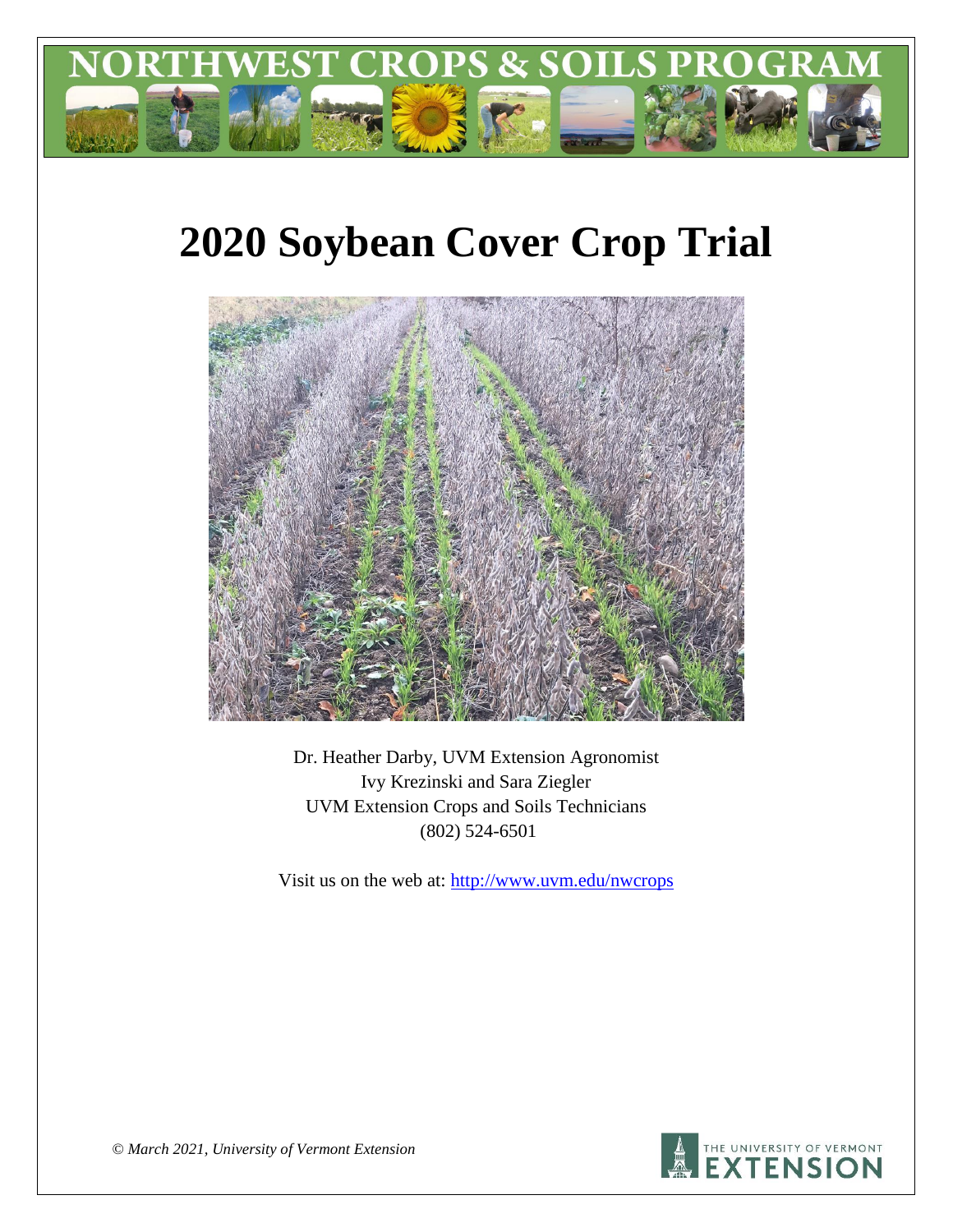# NORTHWEST CROPS & SOILS PROGRAM

# 2020 Soybean Cover Crop Trial

Dr. Heather Darby, UVM Extension Agronomist
Ivy Krezinski and Sara Ziegler
UVM Extension Crops and Soils Technicians
(802) 524-6501

Visit us on the web at: http://www.uvm.edu/nwcrops

*© March 2021, University of Vermont Extension*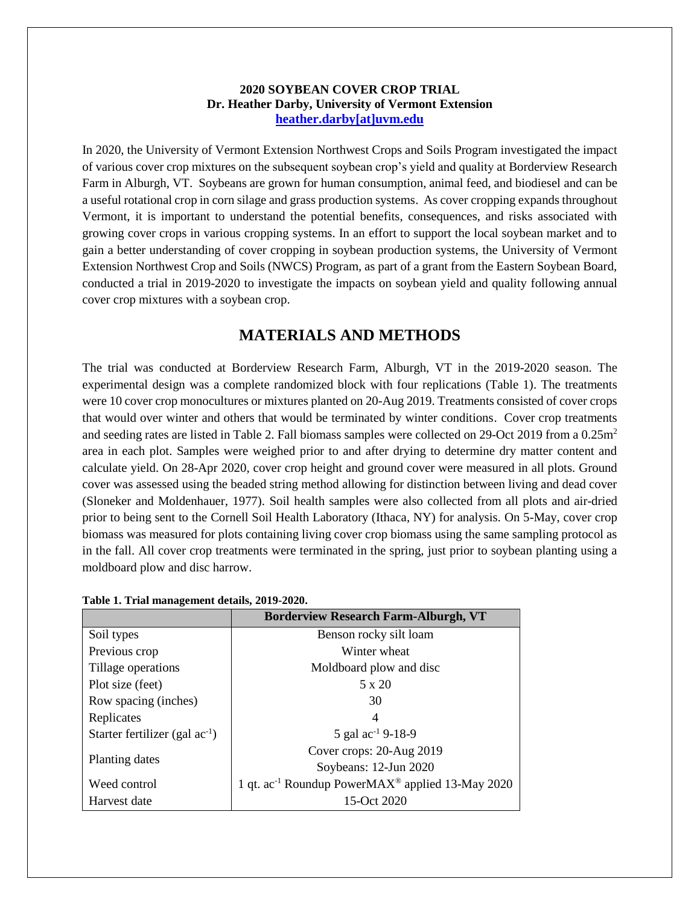**2020 SOYBEAN COVER CROP TRIAL**
**Dr. Heather Darby, University of Vermont Extension**
**heather.darby[at]uvm.edu**

In 2020, the University of Vermont Extension Northwest Crops and Soils Program investigated the impact of various cover crop mixtures on the subsequent soybean crop's yield and quality at Borderview Research Farm in Alburgh, VT. Soybeans are grown for human consumption, animal feed, and biodiesel and can be a useful rotational crop in corn silage and grass production systems. As cover cropping expands throughout Vermont, it is important to understand the potential benefits, consequences, and risks associated with growing cover crops in various cropping systems. In an effort to support the local soybean market and to gain a better understanding of cover cropping in soybean production systems, the University of Vermont Extension Northwest Crop and Soils (NWCS) Program, as part of a grant from the Eastern Soybean Board, conducted a trial in 2019-2020 to investigate the impacts on soybean yield and quality following annual cover crop mixtures with a soybean crop.

## MATERIALS AND METHODS

The trial was conducted at Borderview Research Farm, Alburgh, VT in the 2019-2020 season. The experimental design was a complete randomized block with four replications (Table 1). The treatments were 10 cover crop monocultures or mixtures planted on 20-Aug 2019. Treatments consisted of cover crops that would over winter and others that would be terminated by winter conditions. Cover crop treatments and seeding rates are listed in Table 2. Fall biomass samples were collected on 29-Oct 2019 from a 0.25m$^2$ area in each plot. Samples were weighed prior to and after drying to determine dry matter content and calculate yield. On 28-Apr 2020, cover crop height and ground cover were measured in all plots. Ground cover was assessed using the beaded string method allowing for distinction between living and dead cover (Sloneker and Moldenhauer, 1977). Soil health samples were also collected from all plots and air-dried prior to being sent to the Cornell Soil Health Laboratory (Ithaca, NY) for analysis. On 5-May, cover crop biomass was measured for plots containing living cover crop biomass using the same sampling protocol as in the fall. All cover crop treatments were terminated in the spring, just prior to soybean planting using a moldboard plow and disc harrow.

**Table 1. Trial management details, 2019-2020.**

| | Borderview Research Farm-Alburgh, VT |
|---|---|
| Soil types | Benson rocky silt loam |
| Previous crop | Winter wheat |
| Tillage operations | Moldboard plow and disc |
| Plot size (feet) | 5 x 20 |
| Row spacing (inches) | 30 |
| Replicates | 4 |
| Starter fertilizer (gal ac$^{-1}$) | 5 gal ac$^{-1}$ 9-18-9 |
| Planting dates | Cover crops: 20-Aug 2019<br>Soybeans: 12-Jun 2020 |
| Weed control | 1 qt. ac$^{-1}$ Roundup PowerMAX® applied 13-May 2020 |
| Harvest date | 15-Oct 2020 |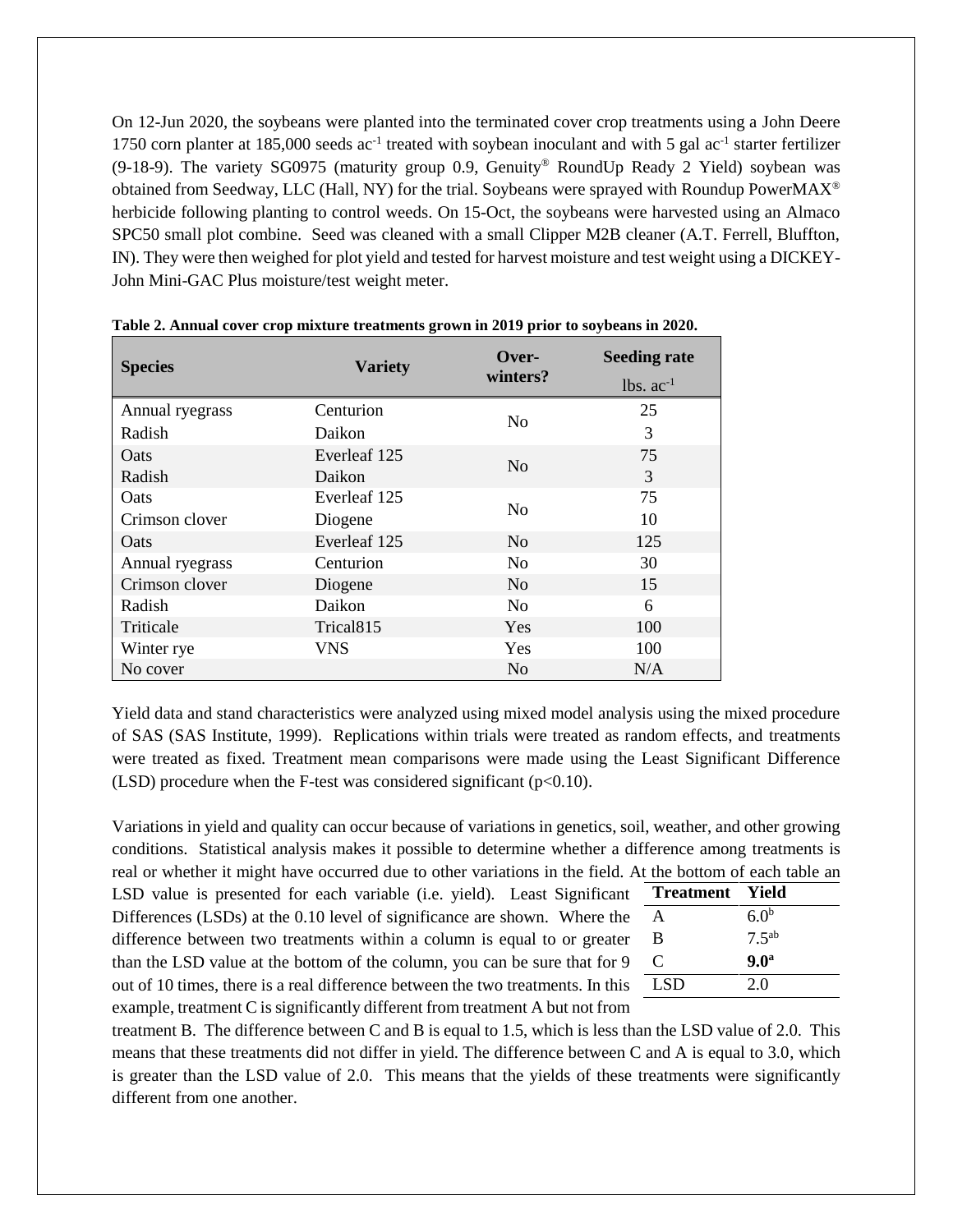On 12-Jun 2020, the soybeans were planted into the terminated cover crop treatments using a John Deere 1750 corn planter at 185,000 seeds $ac^{-1}$ treated with soybean inoculant and with 5 gal $ac^{-1}$ starter fertilizer (9-18-9). The variety SG0975 (maturity group 0.9, Genuity® RoundUp Ready 2 Yield) soybean was obtained from Seedway, LLC (Hall, NY) for the trial. Soybeans were sprayed with Roundup PowerMAX® herbicide following planting to control weeds. On 15-Oct, the soybeans were harvested using an Almaco SPC50 small plot combine. Seed was cleaned with a small Clipper M2B cleaner (A.T. Ferrell, Bluffton, IN). They were then weighed for plot yield and tested for harvest moisture and test weight using a DICKEY-John Mini-GAC Plus moisture/test weight meter.

**Table 2. Annual cover crop mixture treatments grown in 2019 prior to soybeans in 2020.**

| Species | Variety | Over-winters? | Seeding rate lbs. $ac^{-1}$ |
|---|---|---|---|
| Annual ryegrass | Centurion | No | 25 |
| Radish | Daikon | | 3 |
| Oats | Everleaf 125 | No | 75 |
| Radish | Daikon | | 3 |
| Oats | Everleaf 125 | No | 75 |
| Crimson clover | Diogene | | 10 |
| Oats | Everleaf 125 | No | 125 |
| Annual ryegrass | Centurion | No | 30 |
| Crimson clover | Diogene | No | 15 |
| Radish | Daikon | No | 6 |
| Triticale | Trical815 | Yes | 100 |
| Winter rye | VNS | Yes | 100 |
| No cover | | No | N/A |

Yield data and stand characteristics were analyzed using mixed model analysis using the mixed procedure of SAS (SAS Institute, 1999). Replications within trials were treated as random effects, and treatments were treated as fixed. Treatment mean comparisons were made using the Least Significant Difference (LSD) procedure when the F-test was considered significant ($p<0.10$).

Variations in yield and quality can occur because of variations in genetics, soil, weather, and other growing conditions. Statistical analysis makes it possible to determine whether a difference among treatments is real or whether it might have occurred due to other variations in the field. At the bottom of each table an LSD value is presented for each variable (i.e. yield). Least Significant Differences (LSDs) at the 0.10 level of significance are shown. Where the difference between two treatments within a column is equal to or greater than the LSD value at the bottom of the column, you can be sure that for 9 out of 10 times, there is a real difference between the two treatments. In this example, treatment C is significantly different from treatment A but not from treatment B. The difference between C and B is equal to 1.5, which is less than the LSD value of 2.0. This means that these treatments did not differ in yield. The difference between C and A is equal to 3.0, which is greater than the LSD value of 2.0. This means that the yields of these treatments were significantly different from one another.

| Treatment | Yield |
|---|---|
| A | $6.0^{b}$ |
| B | $7.5^{ab}$ |
| C | **$9.0^{a}$** |
| LSD | 2.0 |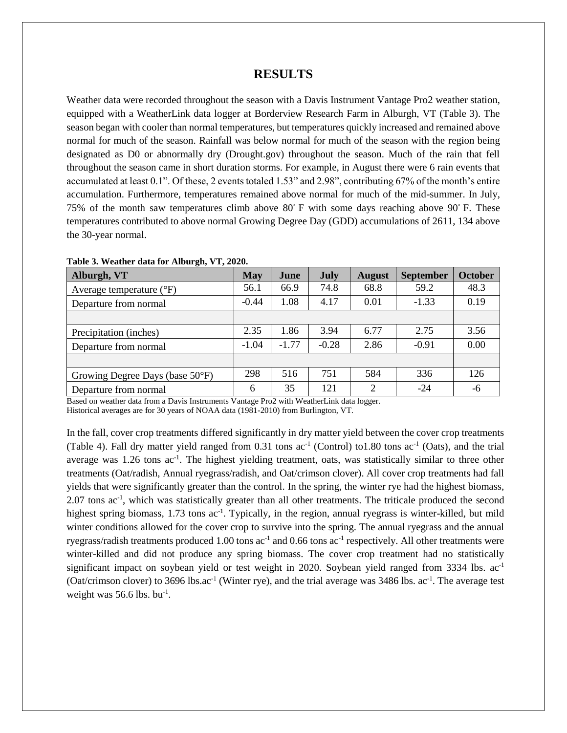# RESULTS

Weather data were recorded throughout the season with a Davis Instrument Vantage Pro2 weather station, equipped with a WeatherLink data logger at Borderview Research Farm in Alburgh, VT (Table 3). The season began with cooler than normal temperatures, but temperatures quickly increased and remained above normal for much of the season. Rainfall was below normal for much of the season with the region being designated as D0 or abnormally dry (Drought.gov) throughout the season. Much of the rain that fell throughout the season came in short duration storms. For example, in August there were 6 rain events that accumulated at least 0.1". Of these, 2 events totaled 1.53" and 2.98", contributing 67% of the month's entire accumulation. Furthermore, temperatures remained above normal for much of the mid-summer. In July, 75% of the month saw temperatures climb above 80° F with some days reaching above 90° F. These temperatures contributed to above normal Growing Degree Day (GDD) accumulations of 2611, 134 above the 30-year normal.

**Table 3. Weather data for Alburgh, VT, 2020.**

| Alburgh, VT | May | June | July | August | September | October |
|---|---|---|---|---|---|---|
| Average temperature (°F) | 56.1 | 66.9 | 74.8 | 68.8 | 59.2 | 48.3 |
| Departure from normal | -0.44 | 1.08 | 4.17 | 0.01 | -1.33 | 0.19 |
| | | | | | | |
| Precipitation (inches) | 2.35 | 1.86 | 3.94 | 6.77 | 2.75 | 3.56 |
| Departure from normal | -1.04 | -1.77 | -0.28 | 2.86 | -0.91 | 0.00 |
| | | | | | | |
| Growing Degree Days (base 50°F) | 298 | 516 | 751 | 584 | 336 | 126 |
| Departure from normal | 6 | 35 | 121 | 2 | -24 | -6 |

Based on weather data from a Davis Instruments Vantage Pro2 with WeatherLink data logger.
Historical averages are for 30 years of NOAA data (1981-2010) from Burlington, VT.

In the fall, cover crop treatments differed significantly in dry matter yield between the cover crop treatments (Table 4). Fall dry matter yield ranged from 0.31 tons $ac^{-1}$ (Control) to1.80 tons $ac^{-1}$ (Oats), and the trial average was 1.26 tons $ac^{-1}$. The highest yielding treatment, oats, was statistically similar to three other treatments (Oat/radish, Annual ryegrass/radish, and Oat/crimson clover). All cover crop treatments had fall yields that were significantly greater than the control. In the spring, the winter rye had the highest biomass, 2.07 tons $ac^{-1}$, which was statistically greater than all other treatments. The triticale produced the second highest spring biomass, 1.73 tons $ac^{-1}$. Typically, in the region, annual ryegrass is winter-killed, but mild winter conditions allowed for the cover crop to survive into the spring. The annual ryegrass and the annual ryegrass/radish treatments produced 1.00 tons $ac^{-1}$ and 0.66 tons $ac^{-1}$ respectively. All other treatments were winter-killed and did not produce any spring biomass. The cover crop treatment had no statistically significant impact on soybean yield or test weight in 2020. Soybean yield ranged from 3334 lbs. $ac^{-1}$ (Oat/crimson clover) to 3696 lbs.$ac^{-1}$ (Winter rye), and the trial average was 3486 lbs. $ac^{-1}$. The average test weight was 56.6 lbs. $bu^{-1}$.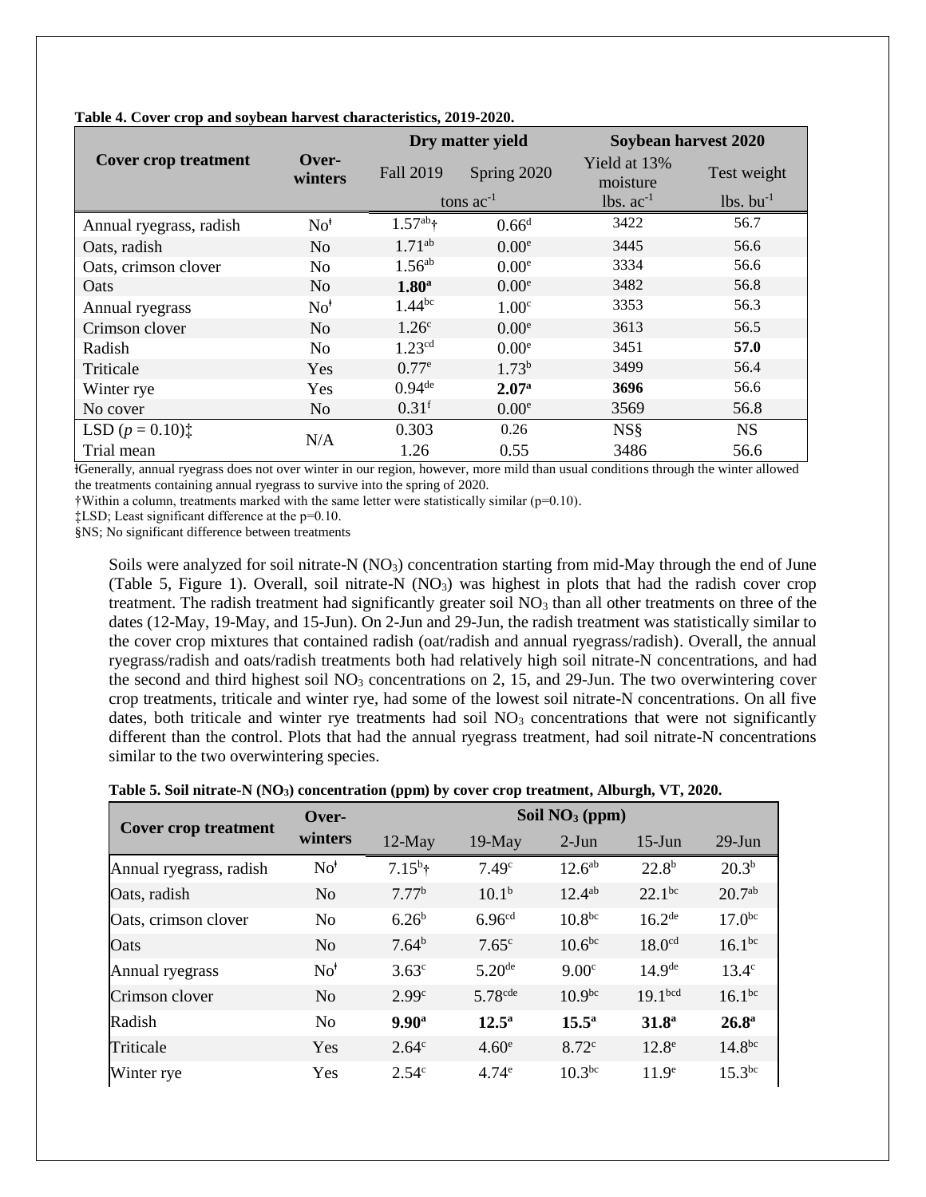**Table 4. Cover crop and soybean harvest characteristics, 2019-2020.**

| Cover crop treatment | Over-winters | Dry matter yield | | Soybean harvest 2020 | |
|---|---|---|---|---|---|
| | | Fall 2019 | Spring 2020 | Yield at 13% moisture | Test weight |
| | | tons ac$^{-1}$ | | lbs. ac$^{-1}$ | lbs. bu$^{-1}$ |
| Annual ryegrass, radish | No[ł] | 1.57[ab]† | 0.66[d] | 3422 | 56.7 |
| Oats, radish | No | 1.71[ab] | 0.00[e] | 3445 | 56.6 |
| Oats, crimson clover | No | 1.56[ab] | 0.00[e] | 3334 | 56.6 |
| Oats | No | **1.80[a]** | 0.00[e] | 3482 | 56.8 |
| Annual ryegrass | No[ł] | 1.44[bc] | 1.00[c] | 3353 | 56.3 |
| Crimson clover | No | 1.26[c] | 0.00[e] | 3613 | 56.5 |
| Radish | No | 1.23[cd] | 0.00[e] | 3451 | **57.0** |
| Triticale | Yes | 0.77[e] | 1.73[b] | 3499 | 56.4 |
| Winter rye | Yes | 0.94[de] | **2.07[a]** | **3696** | 56.6 |
| No cover | No | 0.31[f] | 0.00[e] | 3569 | 56.8 |
| LSD ($p$ = 0.10)‡ | N/A | 0.303 | 0.26 | NS§ | NS |
| Trial mean | | 1.26 | 0.55 | 3486 | 56.6 |

łGenerally, annual ryegrass does not over winter in our region, however, more mild than usual conditions through the winter allowed the treatments containing annual ryegrass to survive into the spring of 2020.
†Within a column, treatments marked with the same letter were statistically similar (p=0.10).
‡LSD; Least significant difference at the p=0.10.
§NS; No significant difference between treatments

Soils were analyzed for soil nitrate-N ($NO_3$) concentration starting from mid-May through the end of June (Table 5, Figure 1). Overall, soil nitrate-N ($NO_3$) was highest in plots that had the radish cover crop treatment. The radish treatment had significantly greater soil $NO_3$ than all other treatments on three of the dates (12-May, 19-May, and 15-Jun). On 2-Jun and 29-Jun, the radish treatment was statistically similar to the cover crop mixtures that contained radish (oat/radish and annual ryegrass/radish). Overall, the annual ryegrass/radish and oats/radish treatments both had relatively high soil nitrate-N concentrations, and had the second and third highest soil $NO_3$ concentrations on 2, 15, and 29-Jun. The two overwintering cover crop treatments, triticale and winter rye, had some of the lowest soil nitrate-N concentrations. On all five dates, both triticale and winter rye treatments had soil $NO_3$ concentrations that were not significantly different than the control. Plots that had the annual ryegrass treatment, had soil nitrate-N concentrations similar to the two overwintering species.

**Table 5. Soil nitrate-N ($NO_3$) concentration (ppm) by cover crop treatment, Alburgh, VT, 2020.**

| Cover crop treatment | Over-winters | Soil $NO_3$ (ppm) | | | | |
|---|---|---|---|---|---|---|
| | | 12-May | 19-May | 2-Jun | 15-Jun | 29-Jun |
| Annual ryegrass, radish | No[ł] | 7.15[b]† | 7.49[c] | 12.6[ab] | 22.8[b] | 20.3[b] |
| Oats, radish | No | 7.77[b] | 10.1[b] | 12.4[ab] | 22.1[bc] | 20.7[ab] |
| Oats, crimson clover | No | 6.26[b] | 6.96[cd] | 10.8[bc] | 16.2[de] | 17.0[bc] |
| Oats | No | 7.64[b] | 7.65[c] | 10.6[bc] | 18.0[cd] | 16.1[bc] |
| Annual ryegrass | No[ł] | 3.63[c] | 5.20[de] | 9.00[c] | 14.9[de] | 13.4[c] |
| Crimson clover | No | 2.99[c] | 5.78[cde] | 10.9[bc] | 19.1[bcd] | 16.1[bc] |
| Radish | No | **9.90[a]** | **12.5[a]** | **15.5[a]** | **31.8[a]** | **26.8[a]** |
| Triticale | Yes | 2.64[c] | 4.60[e] | 8.72[c] | 12.8[e] | 14.8[bc] |
| Winter rye | Yes | 2.54[c] | 4.74[e] | 10.3[bc] | 11.9[e] | 15.3[bc] |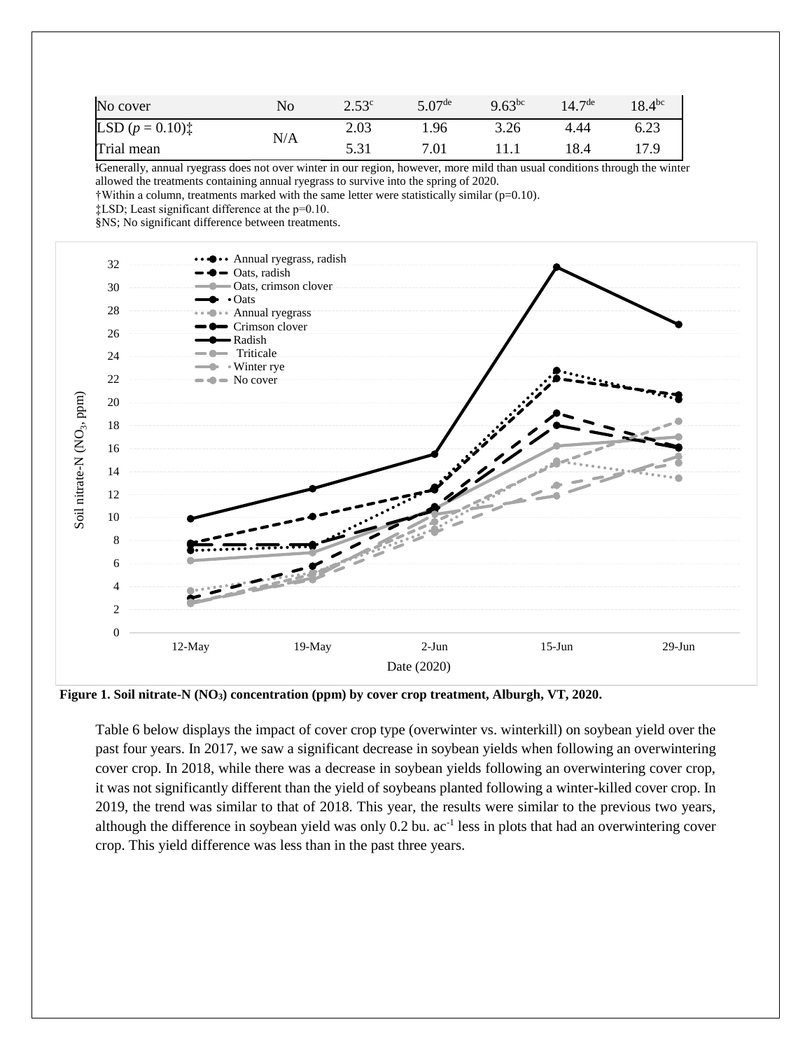| No cover | No | $2.53^{c}$ | $5.07^{de}$ | $9.63^{bc}$ | $14.7^{de}$ | $18.4^{bc}$ |
|---|---|---|---|---|---|---|
| LSD ($p$ = 0.10)‡ | N/A | 2.03 | 1.96 | 3.26 | 4.44 | 6.23 |
| Trial mean | | 5.31 | 7.01 | 11.1 | 18.4 | 17.9 |

ⱡGenerally, annual ryegrass does not over winter in our region, however, more mild than usual conditions through the winter allowed the treatments containing annual ryegrass to survive into the spring of 2020.

†Within a column, treatments marked with the same letter were statistically similar (p=0.10).

‡LSD; Least significant difference at the p=0.10.

§NS; No significant difference between treatments.

**Figure 1. Soil nitrate-N ($NO_3$) concentration (ppm) by cover crop treatment, Alburgh, VT, 2020.**

Table 6 below displays the impact of cover crop type (overwinter vs. winterkill) on soybean yield over the past four years. In 2017, we saw a significant decrease in soybean yields when following an overwintering cover crop. In 2018, while there was a decrease in soybean yields following an overwintering cover crop, it was not significantly different than the yield of soybeans planted following a winter-killed cover crop. In 2019, the trend was similar to that of 2018. This year, the results were similar to the previous two years, although the difference in soybean yield was only 0.2 bu. $ac^{-1}$ less in plots that had an overwintering cover crop. This yield difference was less than in the past three years.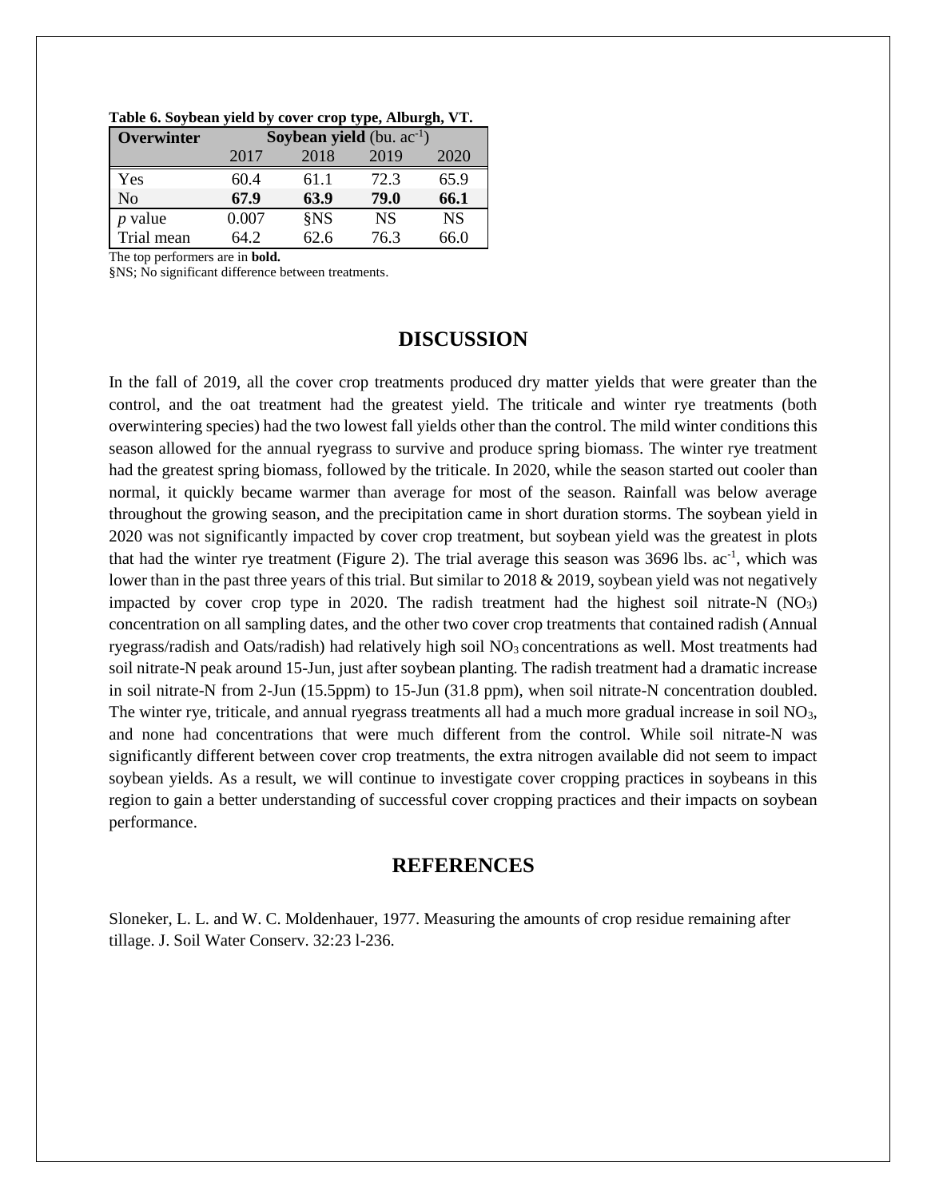**Table 6. Soybean yield by cover crop type, Alburgh, VT.**

| Overwinter | Soybean yield (bu. $ac^{-1}$) | | | |
|---|---|---|---|---|
| | 2017 | 2018 | 2019 | 2020 |
| Yes | 60.4 | 61.1 | 72.3 | 65.9 |
| No | **67.9** | **63.9** | **79.0** | **66.1** |
| *p* value | 0.007 | §NS | NS | NS |
| Trial mean | 64.2 | 62.6 | 76.3 | 66.0 |

The top performers are in **bold.**

§NS; No significant difference between treatments.

## DISCUSSION

In the fall of 2019, all the cover crop treatments produced dry matter yields that were greater than the control, and the oat treatment had the greatest yield. The triticale and winter rye treatments (both overwintering species) had the two lowest fall yields other than the control. The mild winter conditions this season allowed for the annual ryegrass to survive and produce spring biomass. The winter rye treatment had the greatest spring biomass, followed by the triticale. In 2020, while the season started out cooler than normal, it quickly became warmer than average for most of the season. Rainfall was below average throughout the growing season, and the precipitation came in short duration storms. The soybean yield in 2020 was not significantly impacted by cover crop treatment, but soybean yield was the greatest in plots that had the winter rye treatment (Figure 2). The trial average this season was 3696 lbs. $ac^{-1}$, which was lower than in the past three years of this trial. But similar to 2018 & 2019, soybean yield was not negatively impacted by cover crop type in 2020. The radish treatment had the highest soil nitrate-N ($NO_3$) concentration on all sampling dates, and the other two cover crop treatments that contained radish (Annual ryegrass/radish and Oats/radish) had relatively high soil $NO_3$ concentrations as well. Most treatments had soil nitrate-N peak around 15-Jun, just after soybean planting. The radish treatment had a dramatic increase in soil nitrate-N from 2-Jun (15.5ppm) to 15-Jun (31.8 ppm), when soil nitrate-N concentration doubled. The winter rye, triticale, and annual ryegrass treatments all had a much more gradual increase in soil $NO_3$, and none had concentrations that were much different from the control. While soil nitrate-N was significantly different between cover crop treatments, the extra nitrogen available did not seem to impact soybean yields. As a result, we will continue to investigate cover cropping practices in soybeans in this region to gain a better understanding of successful cover cropping practices and their impacts on soybean performance.

## REFERENCES

Sloneker, L. L. and W. C. Moldenhauer, 1977. Measuring the amounts of crop residue remaining after tillage. J. Soil Water Conserv. 32:23 l-236.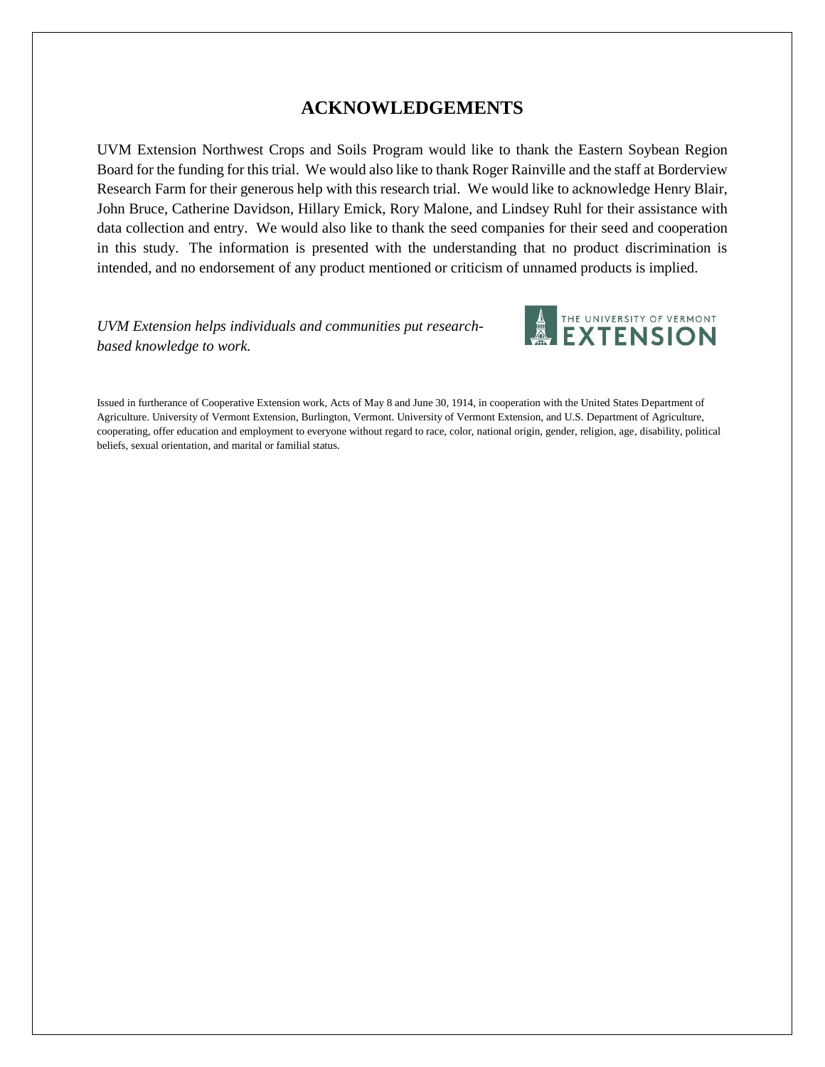# ACKNOWLEDGEMENTS

UVM Extension Northwest Crops and Soils Program would like to thank the Eastern Soybean Region Board for the funding for this trial. We would also like to thank Roger Rainville and the staff at Borderview Research Farm for their generous help with this research trial. We would like to acknowledge Henry Blair, John Bruce, Catherine Davidson, Hillary Emick, Rory Malone, and Lindsey Ruhl for their assistance with data collection and entry. We would also like to thank the seed companies for their seed and cooperation in this study. The information is presented with the understanding that no product discrimination is intended, and no endorsement of any product mentioned or criticism of unnamed products is implied.

*UVM Extension helps individuals and communities put research-based knowledge to work.*

THE UNIVERSITY OF VERMONT EXTENSION

Issued in furtherance of Cooperative Extension work, Acts of May 8 and June 30, 1914, in cooperation with the United States Department of Agriculture. University of Vermont Extension, Burlington, Vermont. University of Vermont Extension, and U.S. Department of Agriculture, cooperating, offer education and employment to everyone without regard to race, color, national origin, gender, religion, age, disability, political beliefs, sexual orientation, and marital or familial status.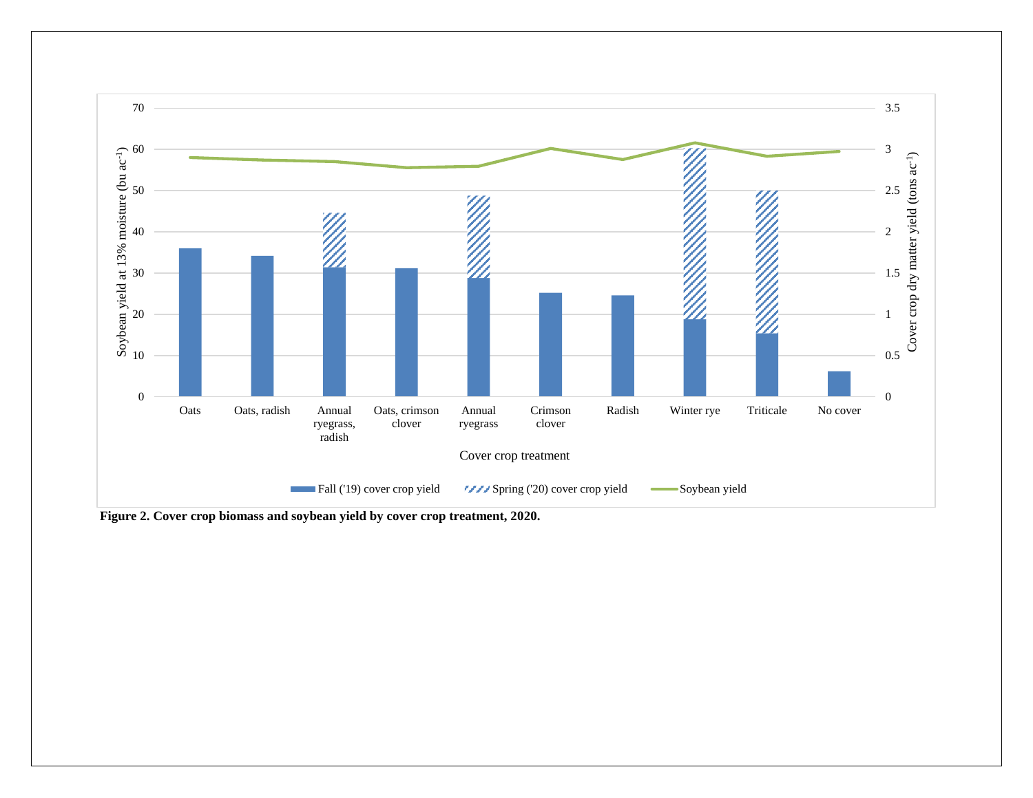70
60
50
40
30
20
10
0

Soybean yield at 13% moisture (bu $ac^{-1}$)

3.5
3
2.5
2
1.5
1
0.5
0

Cover crop dry matter yield (tons $ac^{-1}$)

Oats
Oats, radish
Annual ryegrass, radish
Oats, crimson clover
Annual ryegrass
Crimson clover
Radish
Winter rye
Triticale
No cover

Cover crop treatment

Fall ('19) cover crop yield
Spring ('20) cover crop yield
Soybean yield

**Figure 2. Cover crop biomass and soybean yield by cover crop treatment, 2020.**